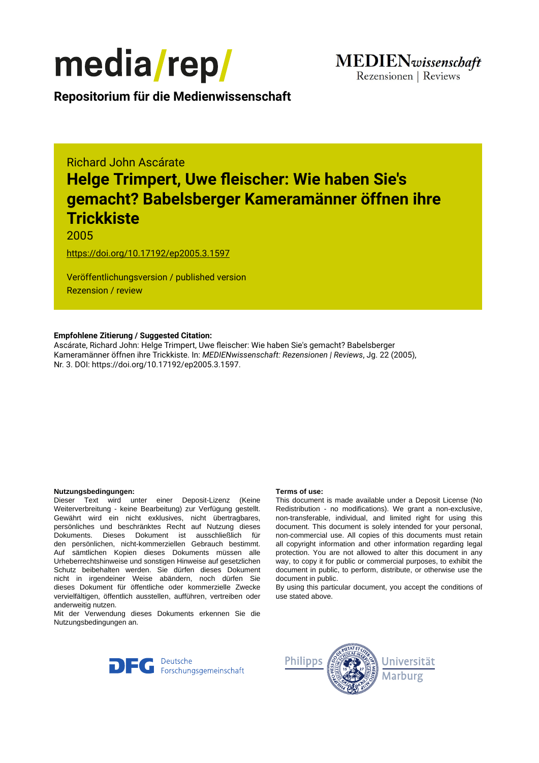media/rep/

**Repositorium für die Medienwissenschaft**

MEDIENwissenschaft
Rezensionen | Reviews

Richard John Ascárate

# Helge Trimpert, Uwe fleischer: Wie haben Sie's gemacht? Babelsberger Kameramänner öffnen ihre Trickkiste

2005

https://doi.org/10.17192/ep2005.3.1597

Veröffentlichungsversion / published version
Rezension / review

**Empfohlene Zitierung / Suggested Citation:**
Ascárate, Richard John: Helge Trimpert, Uwe fleischer: Wie haben Sie's gemacht? Babelsberger Kameramänner öffnen ihre Trickkiste. In: *MEDIENwissenschaft: Rezensionen | Reviews*, Jg. 22 (2005), Nr. 3. DOI: https://doi.org/10.17192/ep2005.3.1597.

**Nutzungsbedingungen:**
Dieser Text wird unter einer Deposit-Lizenz (Keine Weiterverbreitung - keine Bearbeitung) zur Verfügung gestellt. Gewährt wird ein nicht exklusives, nicht übertragbares, persönliches und beschränktes Recht auf Nutzung dieses Dokuments. Dieses Dokument ist ausschließlich für den persönlichen, nicht-kommerziellen Gebrauch bestimmt. Auf sämtlichen Kopien dieses Dokuments müssen alle Urheberrechtshinweise und sonstigen Hinweise auf gesetzlichen Schutz beibehalten werden. Sie dürfen dieses Dokument nicht in irgendeiner Weise abändern, noch dürfen Sie dieses Dokument für öffentliche oder kommerzielle Zwecke vervielfältigen, öffentlich ausstellen, aufführen, vertreiben oder anderweitig nutzen.
Mit der Verwendung dieses Dokuments erkennen Sie die Nutzungsbedingungen an.

**Terms of use:**
This document is made available under a Deposit License (No Redistribution - no modifications). We grant a non-exclusive, non-transferable, individual, and limited right for using this document. This document is solely intended for your personal, non-commercial use. All copies of this documents must retain all copyright information and other information regarding legal protection. You are not allowed to alter this document in any way, to copy it for public or commercial purposes, to exhibit the document in public, to perform, distribute, or otherwise use the document in public.
By using this particular document, you accept the conditions of use stated above.

Deutsche Forschungsgemeinschaft

Philipps Universität Marburg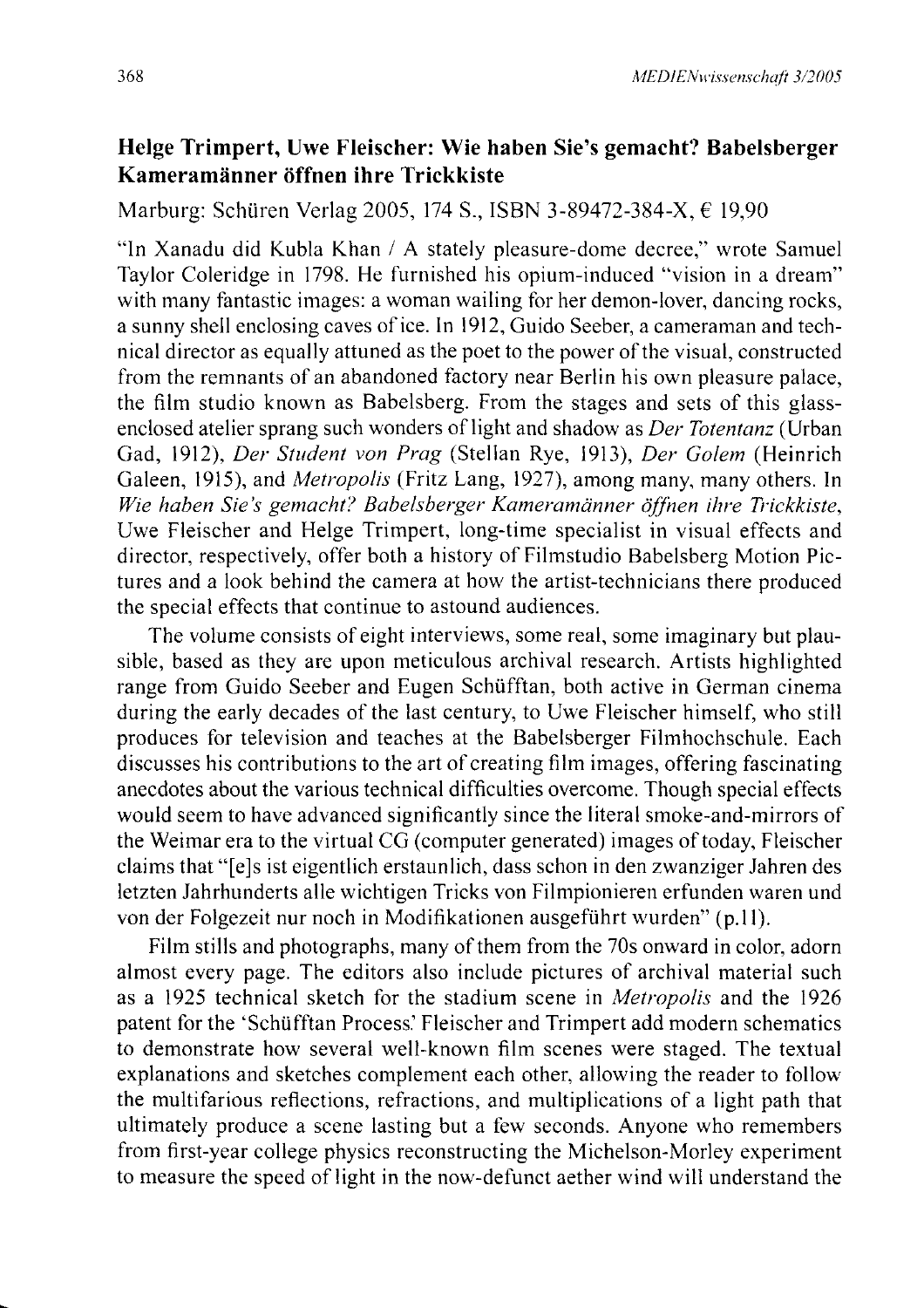## Helge Trimpert, Uwe Fleischer: Wie haben Sie's gemacht? Babelsberger Kameramänner öffnen ihre Trickkiste

Marburg: Schüren Verlag 2005, 174 S., ISBN 3-89472-384-X, € 19,90

"In Xanadu did Kubla Khan / A stately pleasure-dome decree," wrote Samuel Taylor Coleridge in 1798. He furnished his opium-induced "vision in a dream" with many fantastic images: a woman wailing for her demon-lover, dancing rocks, a sunny shell enclosing caves of ice. In 1912, Guido Seeber, a cameraman and technical director as equally attuned as the poet to the power of the visual, constructed from the remnants of an abandoned factory near Berlin his own pleasure palace, the film studio known as Babelsberg. From the stages and sets of this glass-enclosed atelier sprang such wonders of light and shadow as *Der Totentanz* (Urban Gad, 1912), *Der Student von Prag* (Stellan Rye, 1913), *Der Golem* (Heinrich Galeen, 1915), and *Metropolis* (Fritz Lang, 1927), among many, many others. In *Wie haben Sie's gemacht? Babelsberger Kameramänner öffnen ihre Trickkiste*, Uwe Fleischer and Helge Trimpert, long-time specialist in visual effects and director, respectively, offer both a history of Filmstudio Babelsberg Motion Pictures and a look behind the camera at how the artist-technicians there produced the special effects that continue to astound audiences.

The volume consists of eight interviews, some real, some imaginary but plausible, based as they are upon meticulous archival research. Artists highlighted range from Guido Seeber and Eugen Schüfftan, both active in German cinema during the early decades of the last century, to Uwe Fleischer himself, who still produces for television and teaches at the Babelsberger Filmhochschule. Each discusses his contributions to the art of creating film images, offering fascinating anecdotes about the various technical difficulties overcome. Though special effects would seem to have advanced significantly since the literal smoke-and-mirrors of the Weimar era to the virtual CG (computer generated) images of today, Fleischer claims that "[e]s ist eigentlich erstaunlich, dass schon in den zwanziger Jahren des letzten Jahrhunderts alle wichtigen Tricks von Filmpionieren erfunden waren und von der Folgezeit nur noch in Modifikationen ausgeführt wurden" (p.11).

Film stills and photographs, many of them from the 70s onward in color, adorn almost every page. The editors also include pictures of archival material such as a 1925 technical sketch for the stadium scene in *Metropolis* and the 1926 patent for the 'Schüfftan Process.' Fleischer and Trimpert add modern schematics to demonstrate how several well-known film scenes were staged. The textual explanations and sketches complement each other, allowing the reader to follow the multifarious reflections, refractions, and multiplications of a light path that ultimately produce a scene lasting but a few seconds. Anyone who remembers from first-year college physics reconstructing the Michelson-Morley experiment to measure the speed of light in the now-defunct aether wind will understand the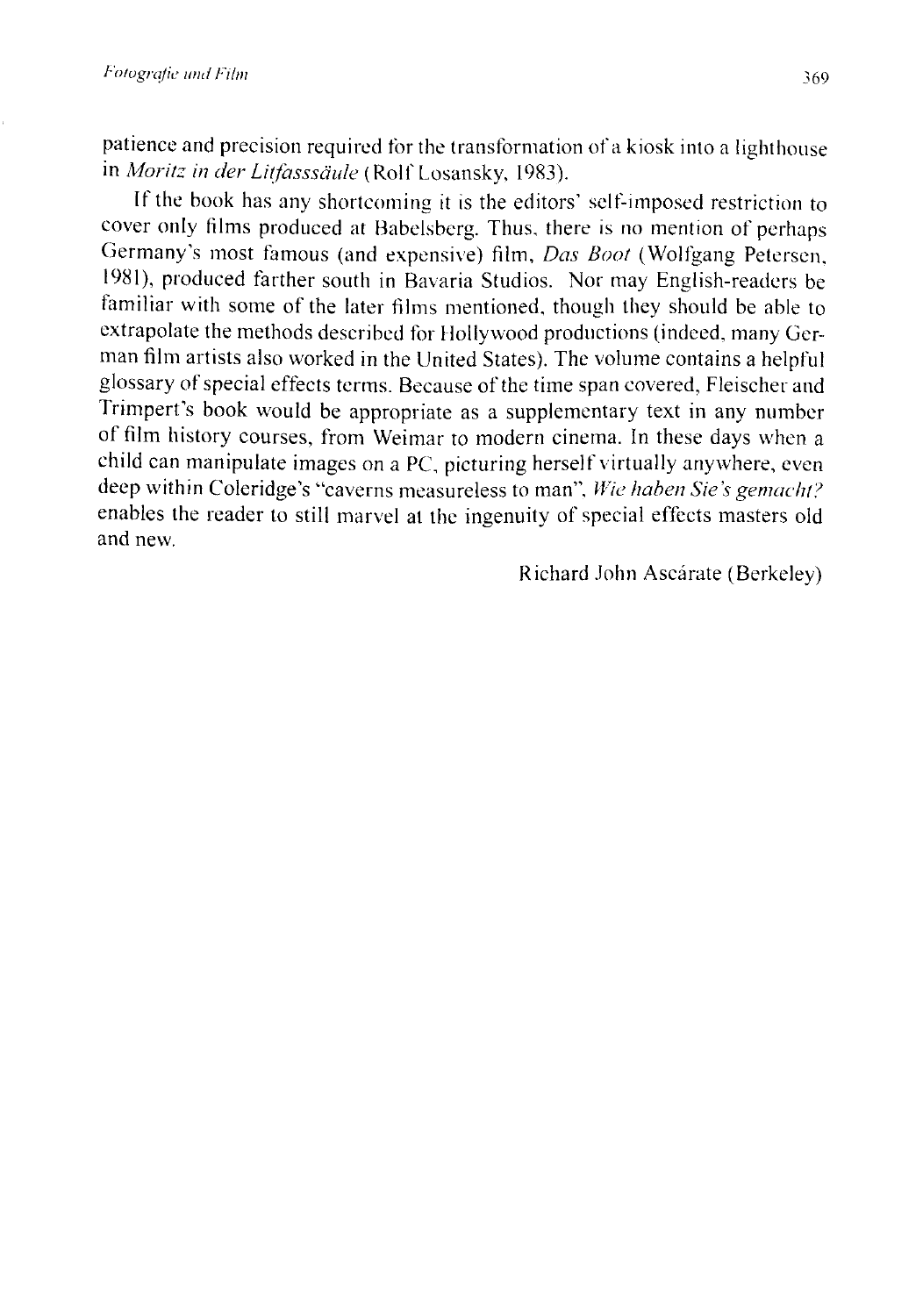patience and precision required for the transformation of a kiosk into a lighthouse in *Moritz in der Litfasssäule* (Rolf Losansky, 1983).

If the book has any shortcoming it is the editors' self-imposed restriction to cover only films produced at Babelsberg. Thus, there is no mention of perhaps Germany's most famous (and expensive) film, *Das Boot* (Wolfgang Petersen, 1981), produced farther south in Bavaria Studios. Nor may English-readers be familiar with some of the later films mentioned, though they should be able to extrapolate the methods described for Hollywood productions (indeed, many German film artists also worked in the United States). The volume contains a helpful glossary of special effects terms. Because of the time span covered, Fleischer and Trimpert's book would be appropriate as a supplementary text in any number of film history courses, from Weimar to modern cinema. In these days when a child can manipulate images on a PC, picturing herself virtually anywhere, even deep within Coleridge's "caverns measureless to man", *Wie haben Sie's gemacht?* enables the reader to still marvel at the ingenuity of special effects masters old and new.

Richard John Ascárate (Berkeley)